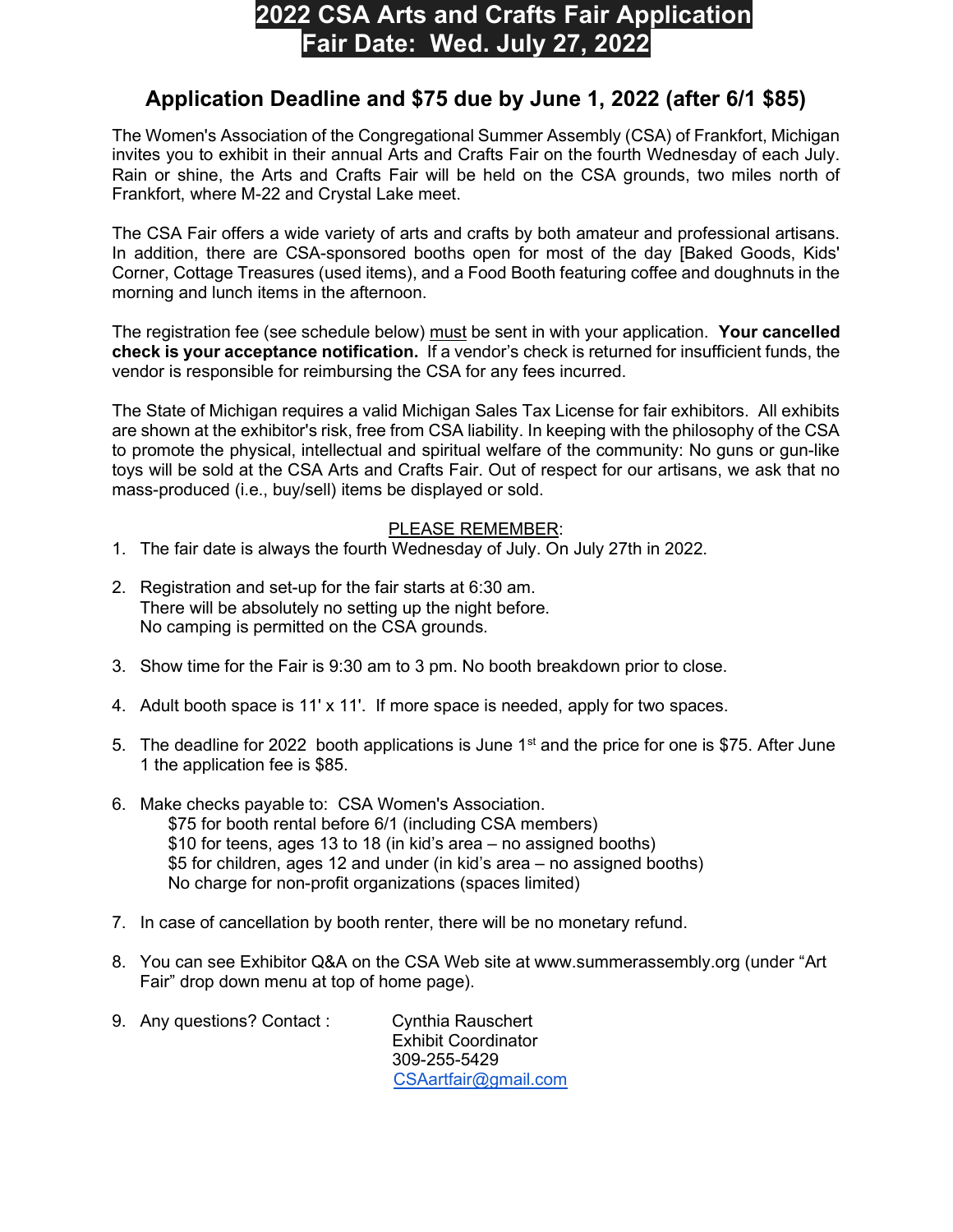# 2022 CSA Arts and Crafts Fair Application
# Fair Date: Wed. July 27, 2022

## Application Deadline and $75 due by June 1, 2022 (after 6/1 $85)

The Women's Association of the Congregational Summer Assembly (CSA) of Frankfort, Michigan invites you to exhibit in their annual Arts and Crafts Fair on the fourth Wednesday of each July. Rain or shine, the Arts and Crafts Fair will be held on the CSA grounds, two miles north of Frankfort, where M-22 and Crystal Lake meet.

The CSA Fair offers a wide variety of arts and crafts by both amateur and professional artisans. In addition, there are CSA-sponsored booths open for most of the day [Baked Goods, Kids' Corner, Cottage Treasures (used items), and a Food Booth featuring coffee and doughnuts in the morning and lunch items in the afternoon.

The registration fee (see schedule below) <u>must</u> be sent in with your application. **Your cancelled check is your acceptance notification.** If a vendor's check is returned for insufficient funds, the vendor is responsible for reimbursing the CSA for any fees incurred.

The State of Michigan requires a valid Michigan Sales Tax License for fair exhibitors. All exhibits are shown at the exhibitor's risk, free from CSA liability. In keeping with the philosophy of the CSA to promote the physical, intellectual and spiritual welfare of the community: No guns or gun-like toys will be sold at the CSA Arts and Crafts Fair. Out of respect for our artisans, we ask that no mass-produced (i.e., buy/sell) items be displayed or sold.

<u>PLEASE REMEMBER</u>:

1. The fair date is always the fourth Wednesday of July. On July 27th in 2022.
2. Registration and set-up for the fair starts at 6:30 am.
   There will be absolutely no setting up the night before.
   No camping is permitted on the CSA grounds.
3. Show time for the Fair is 9:30 am to 3 pm. No booth breakdown prior to close.
4. Adult booth space is 11' x 11'. If more space is needed, apply for two spaces.
5. The deadline for 2022 booth applications is June 1st and the price for one is $75. After June 1 the application fee is $85.
6. Make checks payable to: CSA Women's Association.
   $75 for booth rental before 6/1 (including CSA members)
   $10 for teens, ages 13 to 18 (in kid's area – no assigned booths)
   $5 for children, ages 12 and under (in kid's area – no assigned booths)
   No charge for non-profit organizations (spaces limited)
7. In case of cancellation by booth renter, there will be no monetary refund.
8. You can see Exhibitor Q&A on the CSA Web site at www.summerassembly.org (under "Art Fair" drop down menu at top of home page).
9. Any questions? Contact :
   Cynthia Rauschert
   Exhibit Coordinator
   309-255-5429
   CSAartfair@gmail.com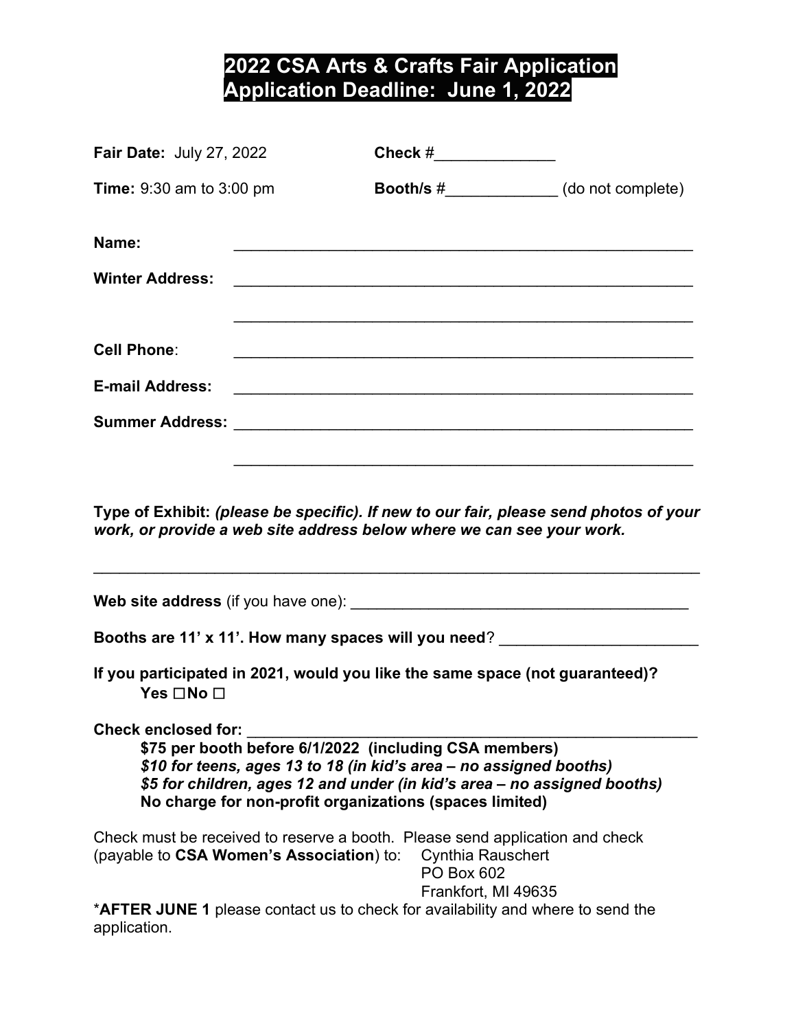# 2022 CSA Arts & Crafts Fair Application
# Application Deadline: June 1, 2022

**Fair Date:** July 27, 2022 **Check #**______________

**Time:** 9:30 am to 3:00 pm **Booth/s #**_____________ (do not complete)

**Name:** ______________________________________________________

**Winter Address:** ______________________________________________________

______________________________________________________

**Cell Phone**: ______________________________________________________

**E-mail Address:** ______________________________________________________

**Summer Address:** ______________________________________________________

______________________________________________________

**Type of Exhibit:** ***(please be specific). If new to our fair, please send photos of your work, or provide a web site address below where we can see your work.***

______________________________________________________________________

**Web site address** (if you have one): ________________________________________

**Booths are 11' x 11'. How many spaces will you need**? _______________________

**If you participated in 2021, would you like the same space (not guaranteed)?**
**Yes ☐No ☐**

**Check enclosed for:** ______________________________________________________

**$75 per booth before 6/1/2022 (including CSA members)**
***$10 for teens, ages 13 to 18 (in kid's area – no assigned booths)***
***$5 for children, ages 12 and under (in kid's area – no assigned booths)***
**No charge for non-profit organizations (spaces limited)**

Check must be received to reserve a booth. Please send application and check (payable to **CSA Women's Association**) to: Cynthia Rauschert
PO Box 602
Frankfort, MI 49635

\***AFTER JUNE 1** please contact us to check for availability and where to send the application.